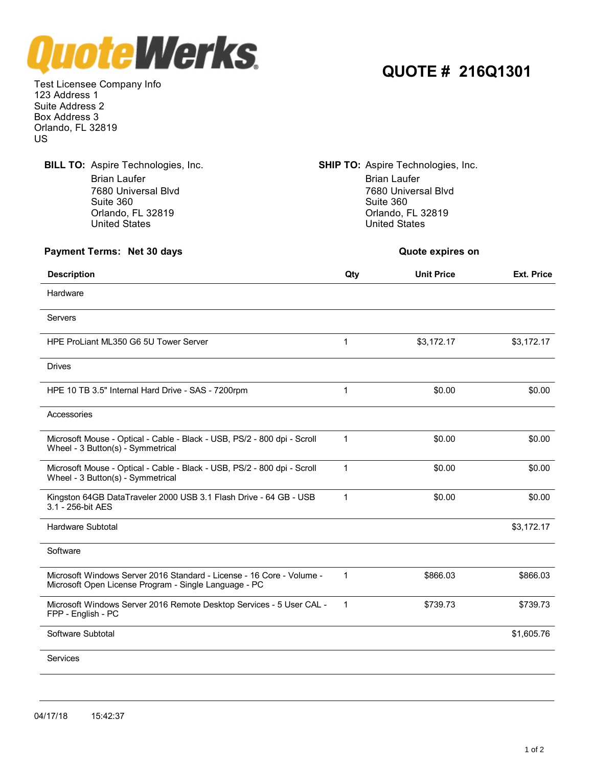**QuoteWerks**

# QUOTE # 216Q1301

Test Licensee Company Info
123 Address 1
Suite Address 2
Box Address 3
Orlando, FL 32819
US

**BILL TO:** Aspire Technologies, Inc.
Brian Laufer
7680 Universal Blvd
Suite 360
Orlando, FL 32819
United States

**SHIP TO:** Aspire Technologies, Inc.
Brian Laufer
7680 Universal Blvd
Suite 360
Orlando, FL 32819
United States

**Payment Terms: Net 30 days**

**Quote expires on**

| Description | Qty | Unit Price | Ext. Price |
|---|---|---|---|
| Hardware | | | |
| Servers | | | |
| HPE ProLiant ML350 G6 5U Tower Server | 1 | $3,172.17 | $3,172.17 |
| Drives | | | |
| HPE 10 TB 3.5" Internal Hard Drive - SAS - 7200rpm | 1 | $0.00 | $0.00 |
| Accessories | | | |
| Microsoft Mouse - Optical - Cable - Black - USB, PS/2 - 800 dpi - Scroll Wheel - 3 Button(s) - Symmetrical | 1 | $0.00 | $0.00 |
| Microsoft Mouse - Optical - Cable - Black - USB, PS/2 - 800 dpi - Scroll Wheel - 3 Button(s) - Symmetrical | 1 | $0.00 | $0.00 |
| Kingston 64GB DataTraveler 2000 USB 3.1 Flash Drive - 64 GB - USB 3.1 - 256-bit AES | 1 | $0.00 | $0.00 |
| Hardware Subtotal | | | $3,172.17 |
| Software | | | |
| Microsoft Windows Server 2016 Standard - License - 16 Core - Volume - Microsoft Open License Program - Single Language - PC | 1 | $866.03 | $866.03 |
| Microsoft Windows Server 2016 Remote Desktop Services - 5 User CAL - FPP - English - PC | 1 | $739.73 | $739.73 |
| Software Subtotal | | | $1,605.76 |
| Services | | | |

04/17/18 15:42:37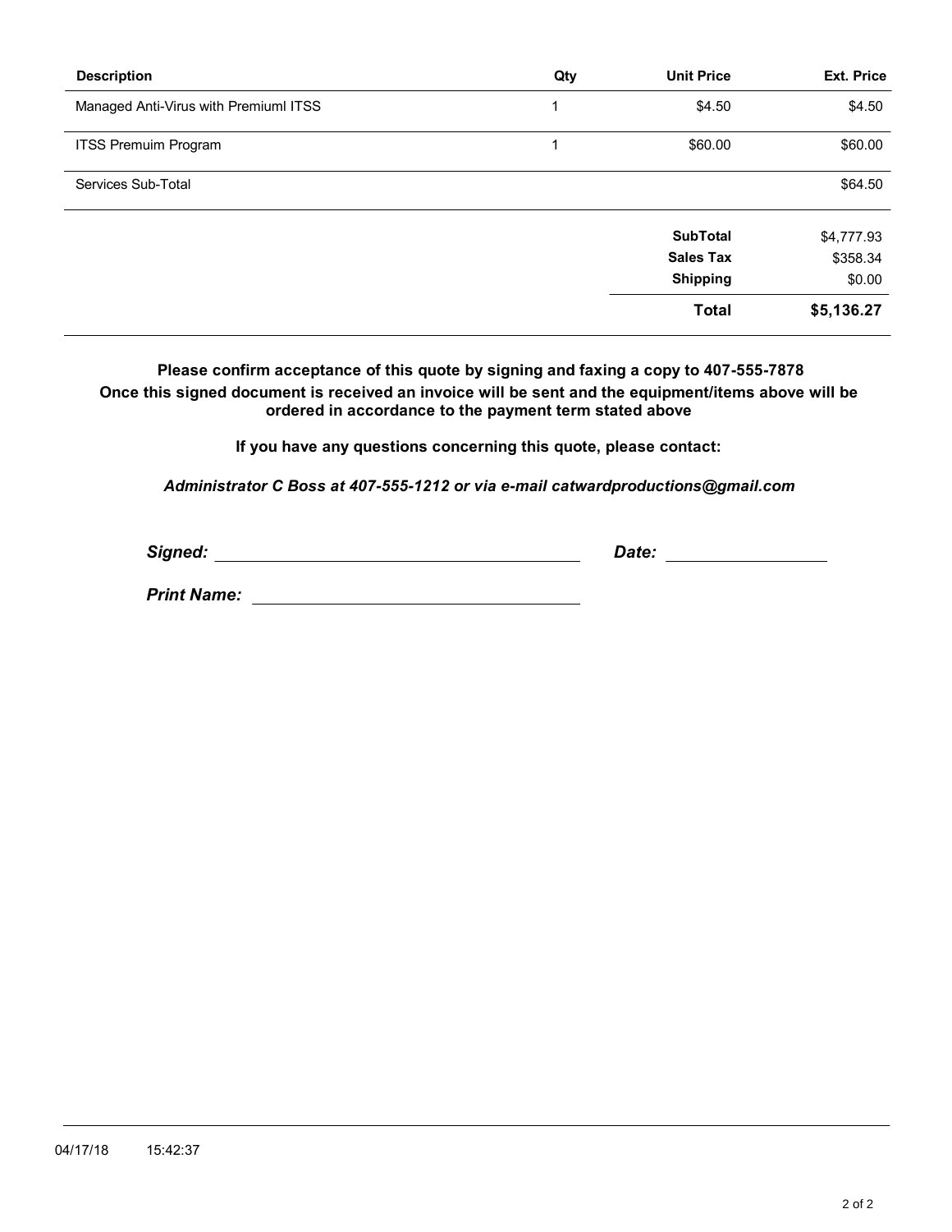| Description | Qty | Unit Price | Ext. Price |
|---|---|---|---|
| Managed Anti-Virus with Premiuml ITSS | 1 | $4.50 | $4.50 |
| ITSS Premuim Program | 1 | $60.00 | $60.00 |
| Services Sub-Total | | | $64.50 |

| | |
|---|---|
| **SubTotal** | $4,777.93 |
| **Sales Tax** | $358.34 |
| **Shipping** | $0.00 |
| **Total** | **$5,136.27** |

**Please confirm acceptance of this quote by signing and faxing a copy to 407-555-7878**

**Once this signed document is received an invoice will be sent and the equipment/items above will be ordered in accordance to the payment term stated above**

**If you have any questions concerning this quote, please contact:**

***Administrator C Boss at 407-555-1212 or via e-mail catwardproductions@gmail.com***

***Signed:*** ______________________________ ***Date:*** ______________

***Print Name:*** ______________________________

04/17/18 15:42:37